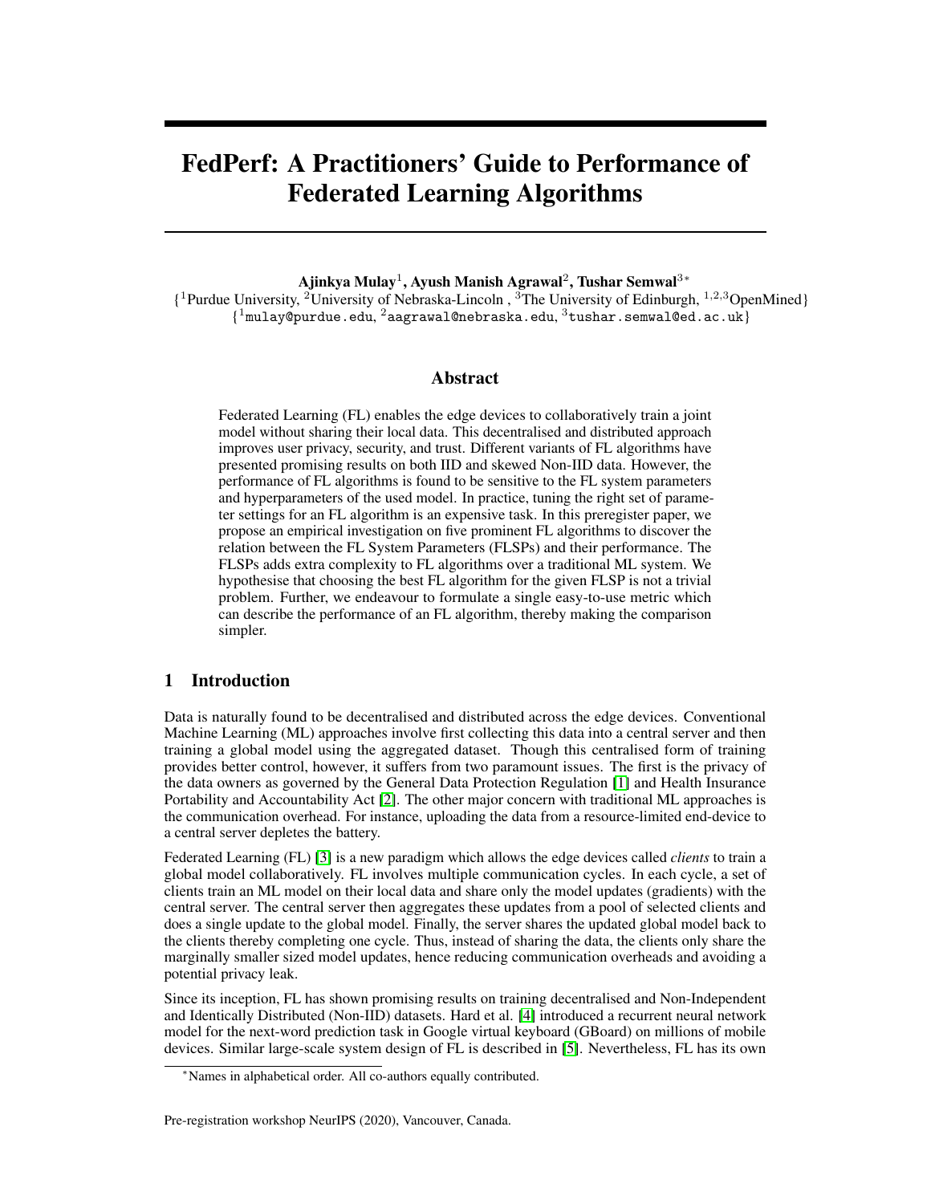# FedPerf: A Practitioners' Guide to Performance of Federated Learning Algorithms

**Ajinkya Mulay**[1], **Ayush Manish Agrawal**[2], **Tushar Semwal**[3*]

{[1]Purdue University, [2]University of Nebraska-Lincoln , [3]The University of Edinburgh, [1,2,3]OpenMined}

{[1]mulay@purdue.edu, [2]aagrawal@nebraska.edu, [3]tushar.semwal@ed.ac.uk}

## Abstract

Federated Learning (FL) enables the edge devices to collaboratively train a joint model without sharing their local data. This decentralised and distributed approach improves user privacy, security, and trust. Different variants of FL algorithms have presented promising results on both IID and skewed Non-IID data. However, the performance of FL algorithms is found to be sensitive to the FL system parameters and hyperparameters of the used model. In practice, tuning the right set of parameter settings for an FL algorithm is an expensive task. In this preregister paper, we propose an empirical investigation on five prominent FL algorithms to discover the relation between the FL System Parameters (FLSPs) and their performance. The FLSPs adds extra complexity to FL algorithms over a traditional ML system. We hypothesise that choosing the best FL algorithm for the given FLSP is not a trivial problem. Further, we endeavour to formulate a single easy-to-use metric which can describe the performance of an FL algorithm, thereby making the comparison simpler.

## 1 Introduction

Data is naturally found to be decentralised and distributed across the edge devices. Conventional Machine Learning (ML) approaches involve first collecting this data into a central server and then training a global model using the aggregated dataset. Though this centralised form of training provides better control, however, it suffers from two paramount issues. The first is the privacy of the data owners as governed by the General Data Protection Regulation [1] and Health Insurance Portability and Accountability Act [2]. The other major concern with traditional ML approaches is the communication overhead. For instance, uploading the data from a resource-limited end-device to a central server depletes the battery.

Federated Learning (FL) [3] is a new paradigm which allows the edge devices called *clients* to train a global model collaboratively. FL involves multiple communication cycles. In each cycle, a set of clients train an ML model on their local data and share only the model updates (gradients) with the central server. The central server then aggregates these updates from a pool of selected clients and does a single update to the global model. Finally, the server shares the updated global model back to the clients thereby completing one cycle. Thus, instead of sharing the data, the clients only share the marginally smaller sized model updates, hence reducing communication overheads and avoiding a potential privacy leak.

Since its inception, FL has shown promising results on training decentralised and Non-Independent and Identically Distributed (Non-IID) datasets. Hard et al. [4] introduced a recurrent neural network model for the next-word prediction task in Google virtual keyboard (GBoard) on millions of mobile devices. Similar large-scale system design of FL is described in [5]. Nevertheless, FL has its own

*Names in alphabetical order. All co-authors equally contributed.

Pre-registration workshop NeurIPS (2020), Vancouver, Canada.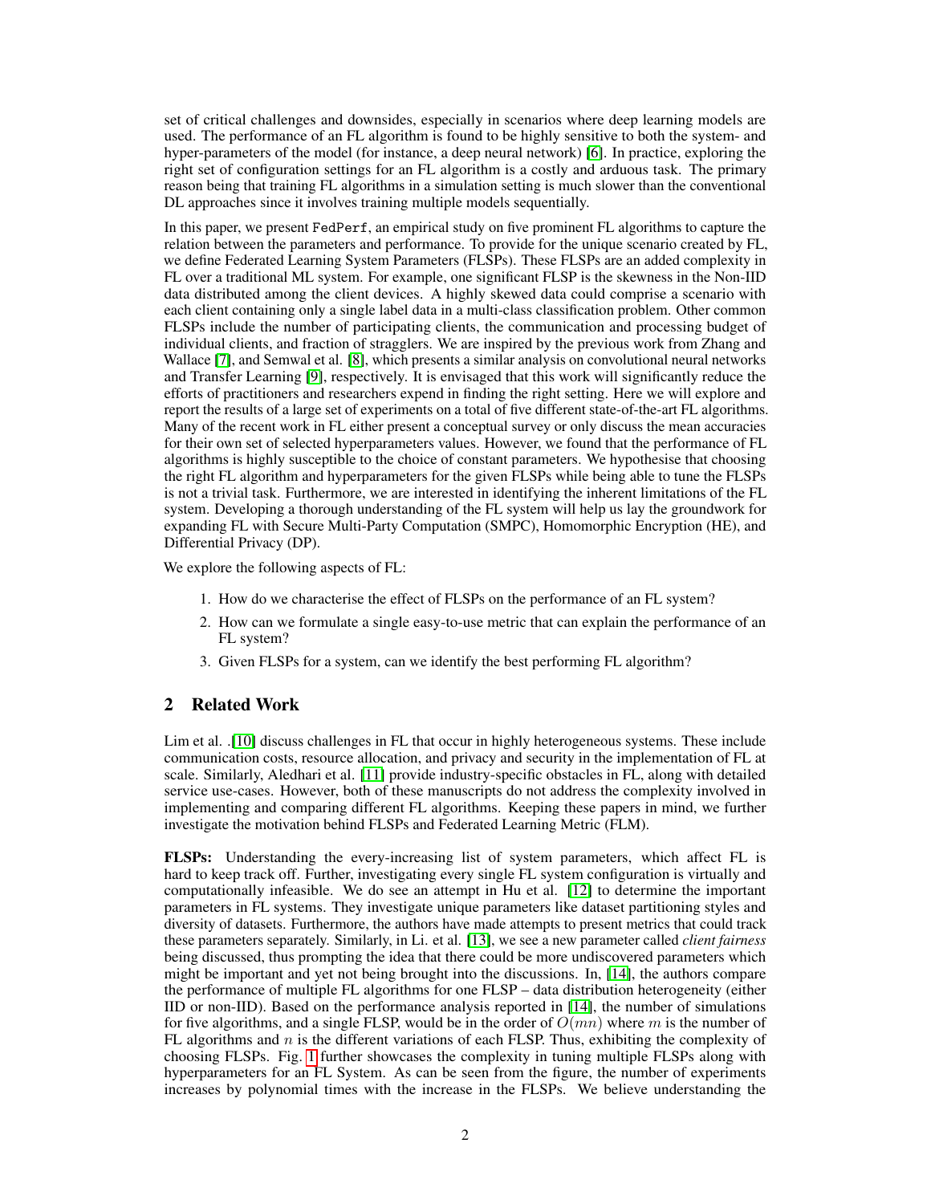set of critical challenges and downsides, especially in scenarios where deep learning models are used. The performance of an FL algorithm is found to be highly sensitive to both the system- and hyper-parameters of the model (for instance, a deep neural network) [6]. In practice, exploring the right set of configuration settings for an FL algorithm is a costly and arduous task. The primary reason being that training FL algorithms in a simulation setting is much slower than the conventional DL approaches since it involves training multiple models sequentially.

In this paper, we present FedPerf, an empirical study on five prominent FL algorithms to capture the relation between the parameters and performance. To provide for the unique scenario created by FL, we define Federated Learning System Parameters (FLSPs). These FLSPs are an added complexity in FL over a traditional ML system. For example, one significant FLSP is the skewness in the Non-IID data distributed among the client devices. A highly skewed data could comprise a scenario with each client containing only a single label data in a multi-class classification problem. Other common FLSPs include the number of participating clients, the communication and processing budget of individual clients, and fraction of stragglers. We are inspired by the previous work from Zhang and Wallace [7], and Semwal et al. [8], which presents a similar analysis on convolutional neural networks and Transfer Learning [9], respectively. It is envisaged that this work will significantly reduce the efforts of practitioners and researchers expend in finding the right setting. Here we will explore and report the results of a large set of experiments on a total of five different state-of-the-art FL algorithms. Many of the recent work in FL either present a conceptual survey or only discuss the mean accuracies for their own set of selected hyperparameters values. However, we found that the performance of FL algorithms is highly susceptible to the choice of constant parameters. We hypothesise that choosing the right FL algorithm and hyperparameters for the given FLSPs while being able to tune the FLSPs is not a trivial task. Furthermore, we are interested in identifying the inherent limitations of the FL system. Developing a thorough understanding of the FL system will help us lay the groundwork for expanding FL with Secure Multi-Party Computation (SMPC), Homomorphic Encryption (HE), and Differential Privacy (DP).

We explore the following aspects of FL:

1. How do we characterise the effect of FLSPs on the performance of an FL system?
2. How can we formulate a single easy-to-use metric that can explain the performance of an FL system?
3. Given FLSPs for a system, can we identify the best performing FL algorithm?

## 2 Related Work

Lim et al. .[10] discuss challenges in FL that occur in highly heterogeneous systems. These include communication costs, resource allocation, and privacy and security in the implementation of FL at scale. Similarly, Aledhari et al. [11] provide industry-specific obstacles in FL, along with detailed service use-cases. However, both of these manuscripts do not address the complexity involved in implementing and comparing different FL algorithms. Keeping these papers in mind, we further investigate the motivation behind FLSPs and Federated Learning Metric (FLM).

**FLSPs:** Understanding the every-increasing list of system parameters, which affect FL is hard to keep track off. Further, investigating every single FL system configuration is virtually and computationally infeasible. We do see an attempt in Hu et al. [12] to determine the important parameters in FL systems. They investigate unique parameters like dataset partitioning styles and diversity of datasets. Furthermore, the authors have made attempts to present metrics that could track these parameters separately. Similarly, in Li. et al. [13], we see a new parameter called *client fairness* being discussed, thus prompting the idea that there could be more undiscovered parameters which might be important and yet not being brought into the discussions. In, [14], the authors compare the performance of multiple FL algorithms for one FLSP – data distribution heterogeneity (either IID or non-IID). Based on the performance analysis reported in [14], the number of simulations for five algorithms, and a single FLSP, would be in the order of $O(mn)$ where $m$ is the number of FL algorithms and $n$ is the different variations of each FLSP. Thus, exhibiting the complexity of choosing FLSPs. Fig. 1 further showcases the complexity in tuning multiple FLSPs along with hyperparameters for an FL System. As can be seen from the figure, the number of experiments increases by polynomial times with the increase in the FLSPs. We believe understanding the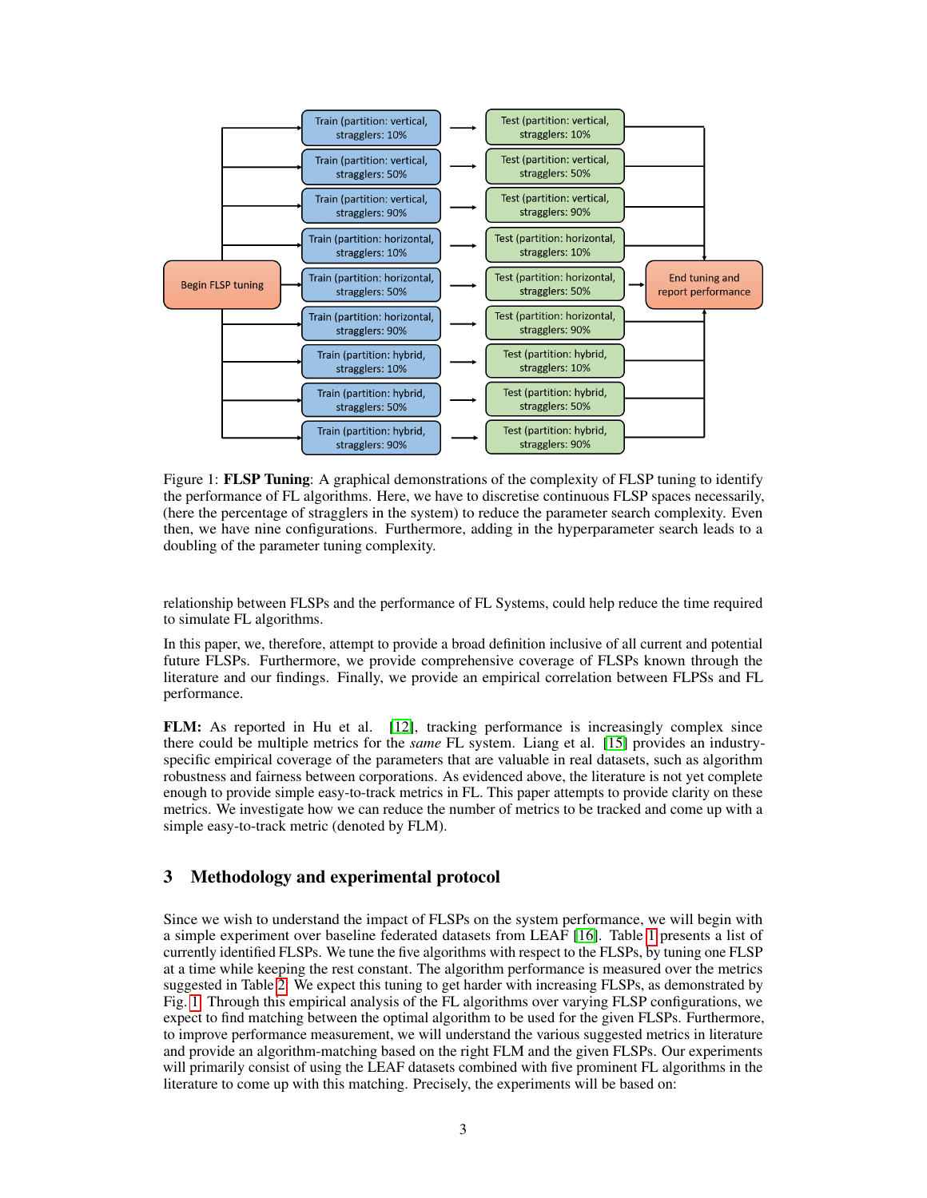Figure 1: **FLSP Tuning**: A graphical demonstrations of the complexity of FLSP tuning to identify the performance of FL algorithms. Here, we have to discretise continuous FLSP spaces necessarily, (here the percentage of stragglers in the system) to reduce the parameter search complexity. Even then, we have nine configurations. Furthermore, adding in the hyperparameter search leads to a doubling of the parameter tuning complexity.

relationship between FLSPs and the performance of FL Systems, could help reduce the time required to simulate FL algorithms.

In this paper, we, therefore, attempt to provide a broad definition inclusive of all current and potential future FLSPs. Furthermore, we provide comprehensive coverage of FLSPs known through the literature and our findings. Finally, we provide an empirical correlation between FLPSs and FL performance.

**FLM:** As reported in Hu et al. [12], tracking performance is increasingly complex since there could be multiple metrics for the *same* FL system. Liang et al. [15] provides an industry-specific empirical coverage of the parameters that are valuable in real datasets, such as algorithm robustness and fairness between corporations. As evidenced above, the literature is not yet complete enough to provide simple easy-to-track metrics in FL. This paper attempts to provide clarity on these metrics. We investigate how we can reduce the number of metrics to be tracked and come up with a simple easy-to-track metric (denoted by FLM).

## 3 Methodology and experimental protocol

Since we wish to understand the impact of FLSPs on the system performance, we will begin with a simple experiment over baseline federated datasets from LEAF [16]. Table 1 presents a list of currently identified FLSPs. We tune the five algorithms with respect to the FLSPs, by tuning one FLSP at a time while keeping the rest constant. The algorithm performance is measured over the metrics suggested in Table 2. We expect this tuning to get harder with increasing FLSPs, as demonstrated by Fig. 1. Through this empirical analysis of the FL algorithms over varying FLSP configurations, we expect to find matching between the optimal algorithm to be used for the given FLSPs. Furthermore, to improve performance measurement, we will understand the various suggested metrics in literature and provide an algorithm-matching based on the right FLM and the given FLSPs. Our experiments will primarily consist of using the LEAF datasets combined with five prominent FL algorithms in the literature to come up with this matching. Precisely, the experiments will be based on: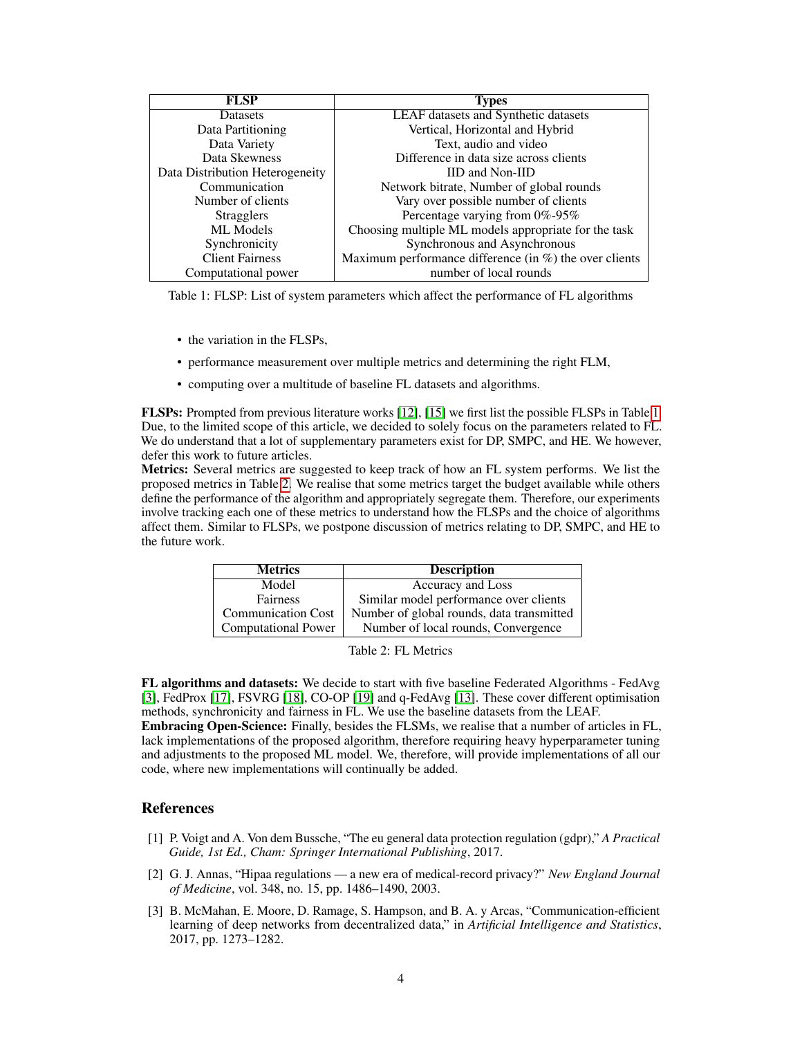| FLSP | Types |
|---|---|
| Datasets | LEAF datasets and Synthetic datasets |
| Data Partitioning | Vertical, Horizontal and Hybrid |
| Data Variety | Text, audio and video |
| Data Skewness | Difference in data size across clients |
| Data Distribution Heterogeneity | IID and Non-IID |
| Communication | Network bitrate, Number of global rounds |
| Number of clients | Vary over possible number of clients |
| Stragglers | Percentage varying from 0%-95% |
| ML Models | Choosing multiple ML models appropriate for the task |
| Synchronicity | Synchronous and Asynchronous |
| Client Fairness | Maximum performance difference (in %) the over clients |
| Computational power | number of local rounds |

Table 1: FLSP: List of system parameters which affect the performance of FL algorithms

- the variation in the FLSPs,
- performance measurement over multiple metrics and determining the right FLM,
- computing over a multitude of baseline FL datasets and algorithms.

**FLSPs:** Prompted from previous literature works [12], [15] we first list the possible FLSPs in Table 1. Due, to the limited scope of this article, we decided to solely focus on the parameters related to FL. We do understand that a lot of supplementary parameters exist for DP, SMPC, and HE. We however, defer this work to future articles.

**Metrics:** Several metrics are suggested to keep track of how an FL system performs. We list the proposed metrics in Table 2. We realise that some metrics target the budget available while others define the performance of the algorithm and appropriately segregate them. Therefore, our experiments involve tracking each one of these metrics to understand how the FLSPs and the choice of algorithms affect them. Similar to FLSPs, we postpone discussion of metrics relating to DP, SMPC, and HE to the future work.

| Metrics | Description |
|---|---|
| Model | Accuracy and Loss |
| Fairness | Similar model performance over clients |
| Communication Cost | Number of global rounds, data transmitted |
| Computational Power | Number of local rounds, Convergence |

Table 2: FL Metrics

**FL algorithms and datasets:** We decide to start with five baseline Federated Algorithms - FedAvg [3], FedProx [17], FSVRG [18], CO-OP [19] and q-FedAvg [13]. These cover different optimisation methods, synchronicity and fairness in FL. We use the baseline datasets from the LEAF.

**Embracing Open-Science:** Finally, besides the FLSMs, we realise that a number of articles in FL, lack implementations of the proposed algorithm, therefore requiring heavy hyperparameter tuning and adjustments to the proposed ML model. We, therefore, will provide implementations of all our code, where new implementations will continually be added.

## References

[1] P. Voigt and A. Von dem Bussche, "The eu general data protection regulation (gdpr)," *A Practical Guide, 1st Ed., Cham: Springer International Publishing*, 2017.

[2] G. J. Annas, "Hipaa regulations — a new era of medical-record privacy?" *New England Journal of Medicine*, vol. 348, no. 15, pp. 1486–1490, 2003.

[3] B. McMahan, E. Moore, D. Ramage, S. Hampson, and B. A. y Arcas, "Communication-efficient learning of deep networks from decentralized data," in *Artificial Intelligence and Statistics*, 2017, pp. 1273–1282.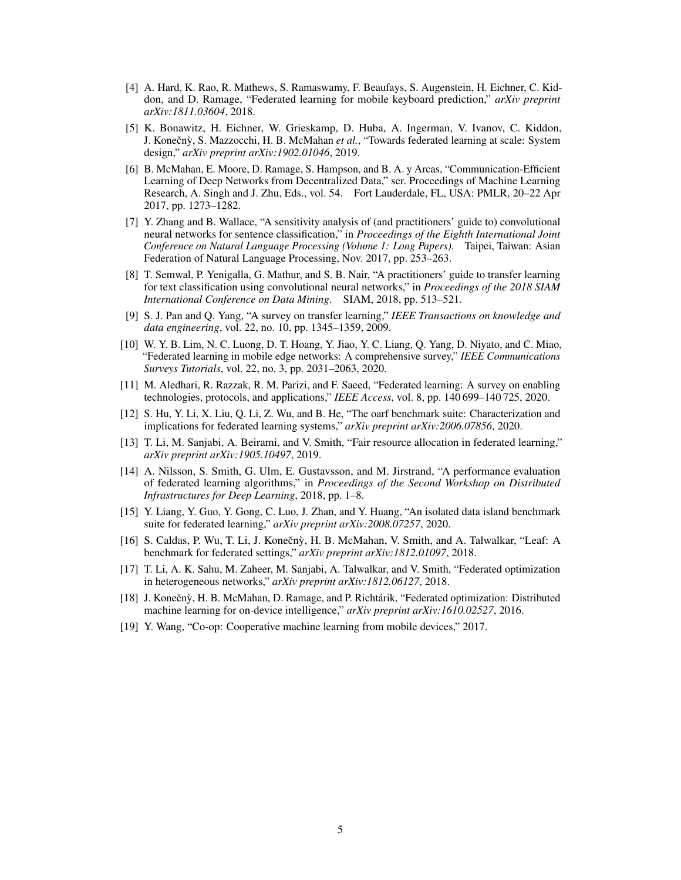[4] A. Hard, K. Rao, R. Mathews, S. Ramaswamy, F. Beaufays, S. Augenstein, H. Eichner, C. Kiddon, and D. Ramage, "Federated learning for mobile keyboard prediction," *arXiv preprint arXiv:1811.03604*, 2018.

[5] K. Bonawitz, H. Eichner, W. Grieskamp, D. Huba, A. Ingerman, V. Ivanov, C. Kiddon, J. Konečnỳ, S. Mazzocchi, H. B. McMahan *et al.*, "Towards federated learning at scale: System design," *arXiv preprint arXiv:1902.01046*, 2019.

[6] B. McMahan, E. Moore, D. Ramage, S. Hampson, and B. A. y Arcas, "Communication-Efficient Learning of Deep Networks from Decentralized Data," ser. Proceedings of Machine Learning Research, A. Singh and J. Zhu, Eds., vol. 54. Fort Lauderdale, FL, USA: PMLR, 20–22 Apr 2017, pp. 1273–1282.

[7] Y. Zhang and B. Wallace, "A sensitivity analysis of (and practitioners' guide to) convolutional neural networks for sentence classification," in *Proceedings of the Eighth International Joint Conference on Natural Language Processing (Volume 1: Long Papers)*. Taipei, Taiwan: Asian Federation of Natural Language Processing, Nov. 2017, pp. 253–263.

[8] T. Semwal, P. Yenigalla, G. Mathur, and S. B. Nair, "A practitioners' guide to transfer learning for text classification using convolutional neural networks," in *Proceedings of the 2018 SIAM International Conference on Data Mining*. SIAM, 2018, pp. 513–521.

[9] S. J. Pan and Q. Yang, "A survey on transfer learning," *IEEE Transactions on knowledge and data engineering*, vol. 22, no. 10, pp. 1345–1359, 2009.

[10] W. Y. B. Lim, N. C. Luong, D. T. Hoang, Y. Jiao, Y. C. Liang, Q. Yang, D. Niyato, and C. Miao, "Federated learning in mobile edge networks: A comprehensive survey," *IEEE Communications Surveys Tutorials*, vol. 22, no. 3, pp. 2031–2063, 2020.

[11] M. Aledhari, R. Razzak, R. M. Parizi, and F. Saeed, "Federated learning: A survey on enabling technologies, protocols, and applications," *IEEE Access*, vol. 8, pp. 140 699–140 725, 2020.

[12] S. Hu, Y. Li, X. Liu, Q. Li, Z. Wu, and B. He, "The oarf benchmark suite: Characterization and implications for federated learning systems," *arXiv preprint arXiv:2006.07856*, 2020.

[13] T. Li, M. Sanjabi, A. Beirami, and V. Smith, "Fair resource allocation in federated learning," *arXiv preprint arXiv:1905.10497*, 2019.

[14] A. Nilsson, S. Smith, G. Ulm, E. Gustavsson, and M. Jirstrand, "A performance evaluation of federated learning algorithms," in *Proceedings of the Second Workshop on Distributed Infrastructures for Deep Learning*, 2018, pp. 1–8.

[15] Y. Liang, Y. Guo, Y. Gong, C. Luo, J. Zhan, and Y. Huang, "An isolated data island benchmark suite for federated learning," *arXiv preprint arXiv:2008.07257*, 2020.

[16] S. Caldas, P. Wu, T. Li, J. Konečnỳ, H. B. McMahan, V. Smith, and A. Talwalkar, "Leaf: A benchmark for federated settings," *arXiv preprint arXiv:1812.01097*, 2018.

[17] T. Li, A. K. Sahu, M. Zaheer, M. Sanjabi, A. Talwalkar, and V. Smith, "Federated optimization in heterogeneous networks," *arXiv preprint arXiv:1812.06127*, 2018.

[18] J. Konečnỳ, H. B. McMahan, D. Ramage, and P. Richtárik, "Federated optimization: Distributed machine learning for on-device intelligence," *arXiv preprint arXiv:1610.02527*, 2016.

[19] Y. Wang, "Co-op: Cooperative machine learning from mobile devices," 2017.